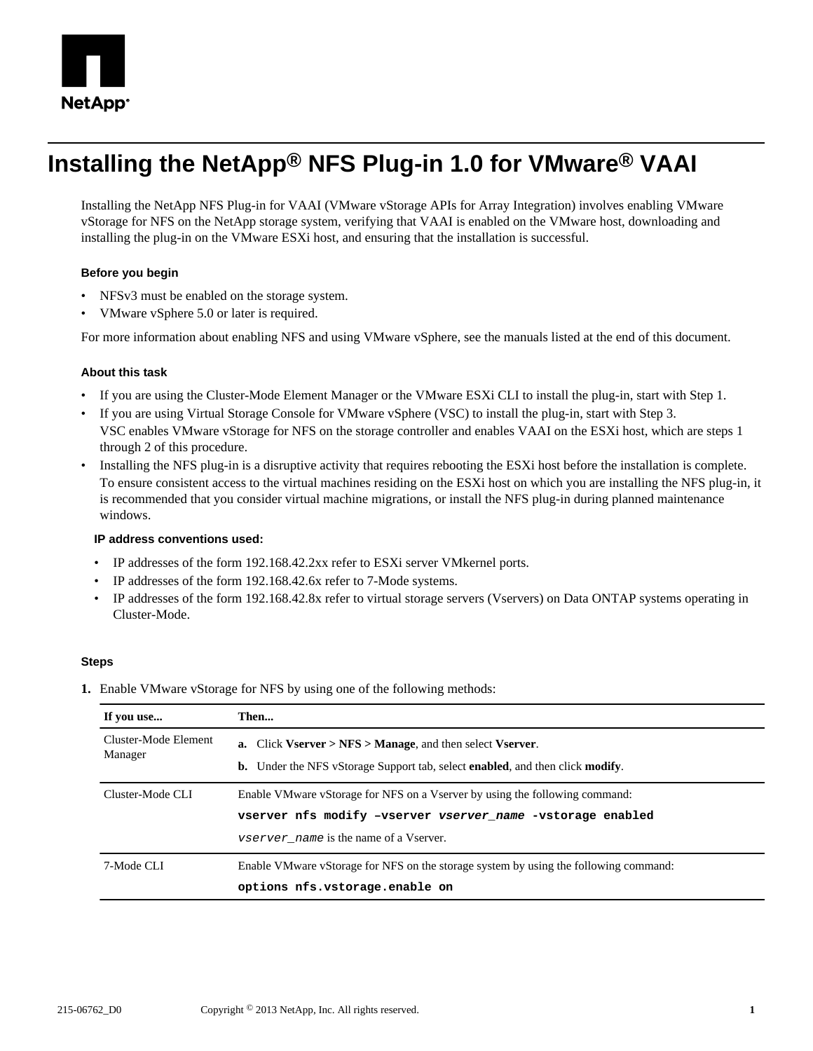NetApp®

# Installing the NetApp® NFS Plug-in 1.0 for VMware® VAAI

Installing the NetApp NFS Plug-in for VAAI (VMware vStorage APIs for Array Integration) involves enabling VMware vStorage for NFS on the NetApp storage system, verifying that VAAI is enabled on the VMware host, downloading and installing the plug-in on the VMware ESXi host, and ensuring that the installation is successful.

#### Before you begin

- NFSv3 must be enabled on the storage system.
- VMware vSphere 5.0 or later is required.

For more information about enabling NFS and using VMware vSphere, see the manuals listed at the end of this document.

#### About this task

- If you are using the Cluster-Mode Element Manager or the VMware ESXi CLI to install the plug-in, start with Step 1.
- If you are using Virtual Storage Console for VMware vSphere (VSC) to install the plug-in, start with Step 3.
  VSC enables VMware vStorage for NFS on the storage controller and enables VAAI on the ESXi host, which are steps 1 through 2 of this procedure.
- Installing the NFS plug-in is a disruptive activity that requires rebooting the ESXi host before the installation is complete.
  To ensure consistent access to the virtual machines residing on the ESXi host on which you are installing the NFS plug-in, it is recommended that you consider virtual machine migrations, or install the NFS plug-in during planned maintenance windows.

**IP address conventions used:**

- IP addresses of the form 192.168.42.2xx refer to ESXi server VMkernel ports.
- IP addresses of the form 192.168.42.6x refer to 7-Mode systems.
- IP addresses of the form 192.168.42.8x refer to virtual storage servers (Vservers) on Data ONTAP systems operating in Cluster-Mode.

#### Steps

**1.** Enable VMware vStorage for NFS by using one of the following methods:

| If you use... | Then... |
|---|---|
| Cluster-Mode Element Manager | **a.** Click **Vserver > NFS > Manage**, and then select **Vserver**.<br>**b.** Under the NFS vStorage Support tab, select **enabled**, and then click **modify**. |
| Cluster-Mode CLI | Enable VMware vStorage for NFS on a Vserver by using the following command:<br>`vserver nfs modify –vserver vserver_name -vstorage enabled`<br>*`vserver_name`* is the name of a Vserver. |
| 7-Mode CLI | Enable VMware vStorage for NFS on the storage system by using the following command:<br>`options nfs.vstorage.enable on` |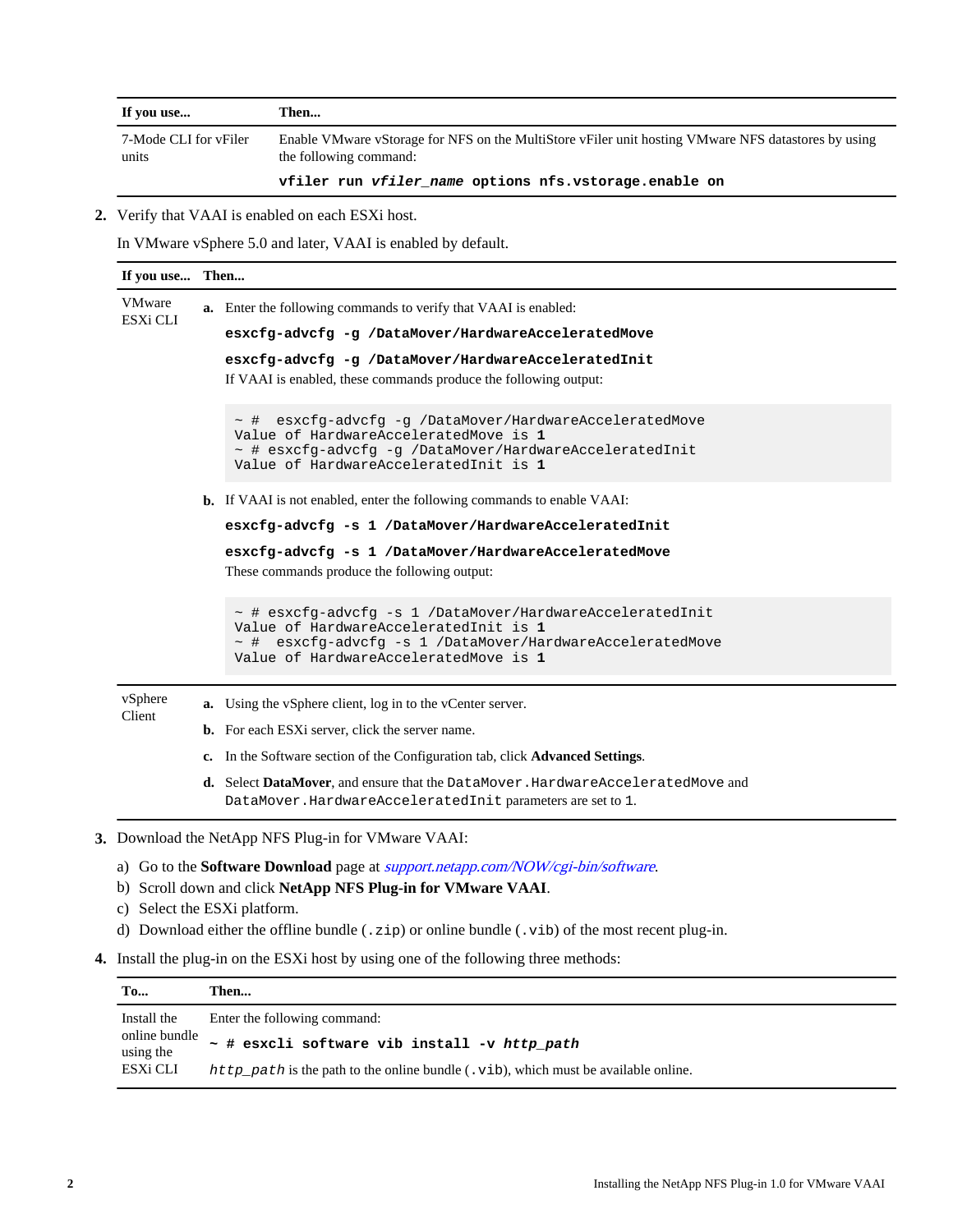| If you use... | Then... |
| --- | --- |
| 7-Mode CLI for vFiler units | Enable VMware vStorage for NFS on the MultiStore vFiler unit hosting VMware NFS datastores by using the following command:<br><br>**vfiler run *vfiler_name* options nfs.vstorage.enable on** |

2. Verify that VAAI is enabled on each ESXi host.

   In VMware vSphere 5.0 and later, VAAI is enabled by default.

| If you use... | Then... |
| --- | --- |
| VMware ESXi CLI | **a.** Enter the following commands to verify that VAAI is enabled:<br><br>**esxcfg-advcfg -g /DataMover/HardwareAcceleratedMove**<br><br>**esxcfg-advcfg -g /DataMover/HardwareAcceleratedInit**<br><br>If VAAI is enabled, these commands produce the following output:<br><br>`~ #  esxcfg-advcfg -g /DataMover/HardwareAcceleratedMove`<br>`Value of HardwareAcceleratedMove is 1`<br>`~ # esxcfg-advcfg -g /DataMover/HardwareAcceleratedInit`<br>`Value of HardwareAcceleratedInit is 1`<br><br>**b.** If VAAI is not enabled, enter the following commands to enable VAAI:<br><br>**esxcfg-advcfg -s 1 /DataMover/HardwareAcceleratedInit**<br><br>**esxcfg-advcfg -s 1 /DataMover/HardwareAcceleratedMove**<br><br>These commands produce the following output:<br><br>`~ # esxcfg-advcfg -s 1 /DataMover/HardwareAcceleratedInit`<br>`Value of HardwareAcceleratedInit is 1`<br>`~ #  esxcfg-advcfg -s 1 /DataMover/HardwareAcceleratedMove`<br>`Value of HardwareAcceleratedMove is 1` |
| vSphere Client | **a.** Using the vSphere client, log in to the vCenter server.<br><br>**b.** For each ESXi server, click the server name.<br><br>**c.** In the Software section of the Configuration tab, click **Advanced Settings**.<br><br>**d.** Select **DataMover**, and ensure that the `DataMover.HardwareAcceleratedMove` and `DataMover.HardwareAcceleratedInit` parameters are set to `1`. |

3. Download the NetApp NFS Plug-in for VMware VAAI:

   a) Go to the **Software Download** page at *support.netapp.com/NOW/cgi-bin/software*.
   b) Scroll down and click **NetApp NFS Plug-in for VMware VAAI**.
   c) Select the ESXi platform.
   d) Download either the offline bundle (`.zip`) or online bundle (`.vib`) of the most recent plug-in.

4. Install the plug-in on the ESXi host by using one of the following three methods:

| To... | Then... |
| --- | --- |
| Install the online bundle using the ESXi CLI | Enter the following command:<br><br>**~ # esxcli software vib install -v *http_path***<br><br>*`http_path`* is the path to the online bundle (`.vib`), which must be available online. |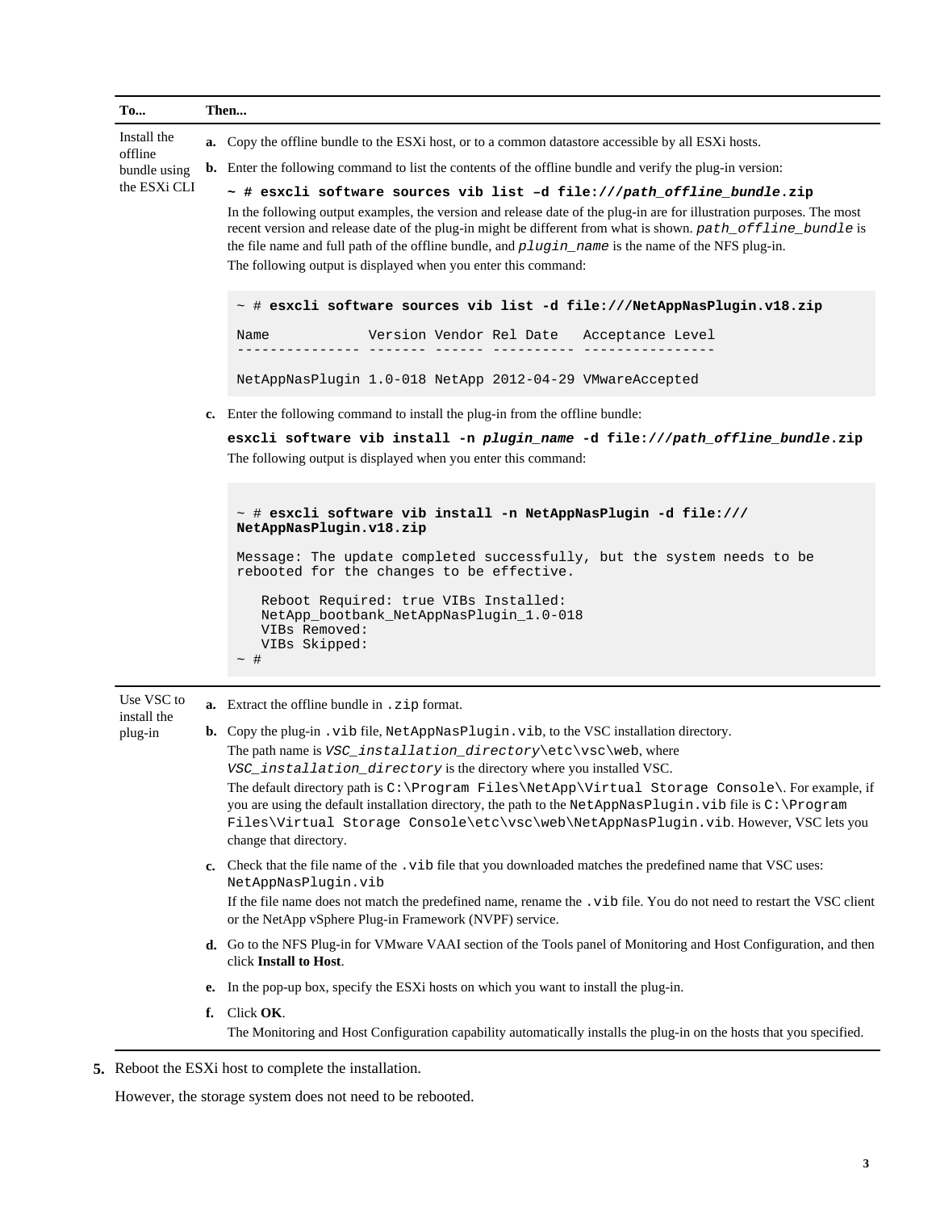| To... | Then... |
|---|---|
| Install the offline bundle using the ESXi CLI | **a.** Copy the offline bundle to the ESXi host, or to a common datastore accessible by all ESXi hosts.<br>**b.** Enter the following command to list the contents of the offline bundle and verify the plug-in version:<br>**`~ # esxcli software sources vib list –d file:///path_offline_bundle.zip`**<br>In the following output examples, the version and release date of the plug-in are for illustration purposes. The most recent version and release date of the plug-in might be different from what is shown. *`path_offline_bundle`* is the file name and full path of the offline bundle, and *`plugin_name`* is the name of the NFS plug-in.<br>The following output is displayed when you enter this command:<br>`~ # esxcli software sources vib list -d file:///NetAppNasPlugin.v18.zip`<br>`Name            Version Vendor Rel Date   Acceptance Level`<br>`--------------- ------- ------ ---------- ----------------`<br>`NetAppNasPlugin 1.0-018 NetApp 2012-04-29 VMwareAccepted`<br>**c.** Enter the following command to install the plug-in from the offline bundle:<br>**`esxcli software vib install -n plugin_name -d file:///path_offline_bundle.zip`**<br>The following output is displayed when you enter this command:<br>`~ # esxcli software vib install -n NetAppNasPlugin -d file:/// NetAppNasPlugin.v18.zip`<br>`Message: The update completed successfully, but the system needs to be rebooted for the changes to be effective.`<br>`Reboot Required: true VIBs Installed: NetApp_bootbank_NetAppNasPlugin_1.0-018`<br>`VIBs Removed:`<br>`VIBs Skipped:`<br>`~ #` |
| Use VSC to install the plug-in | **a.** Extract the offline bundle in `.zip` format.<br>**b.** Copy the plug-in `.vib` file, `NetAppNasPlugin.vib`, to the VSC installation directory.<br>The path name is *`VSC_installation_directory`*`\etc\vsc\web`, where *`VSC_installation_directory`* is the directory where you installed VSC.<br>The default directory path is `C:\Program Files\NetApp\Virtual Storage Console\`. For example, if you are using the default installation directory, the path to the `NetAppNasPlugin.vib` file is `C:\Program Files\Virtual Storage Console\etc\vsc\web\NetAppNasPlugin.vib`. However, VSC lets you change that directory.<br>**c.** Check that the file name of the `.vib` file that you downloaded matches the predefined name that VSC uses: `NetAppNasPlugin.vib`<br>If the file name does not match the predefined name, rename the `.vib` file. You do not need to restart the VSC client or the NetApp vSphere Plug-in Framework (NVPF) service.<br>**d.** Go to the NFS Plug-in for VMware VAAI section of the Tools panel of Monitoring and Host Configuration, and then click **Install to Host**.<br>**e.** In the pop-up box, specify the ESXi hosts on which you want to install the plug-in.<br>**f.** Click **OK**.<br>The Monitoring and Host Configuration capability automatically installs the plug-in on the hosts that you specified. |

5. Reboot the ESXi host to complete the installation.

   However, the storage system does not need to be rebooted.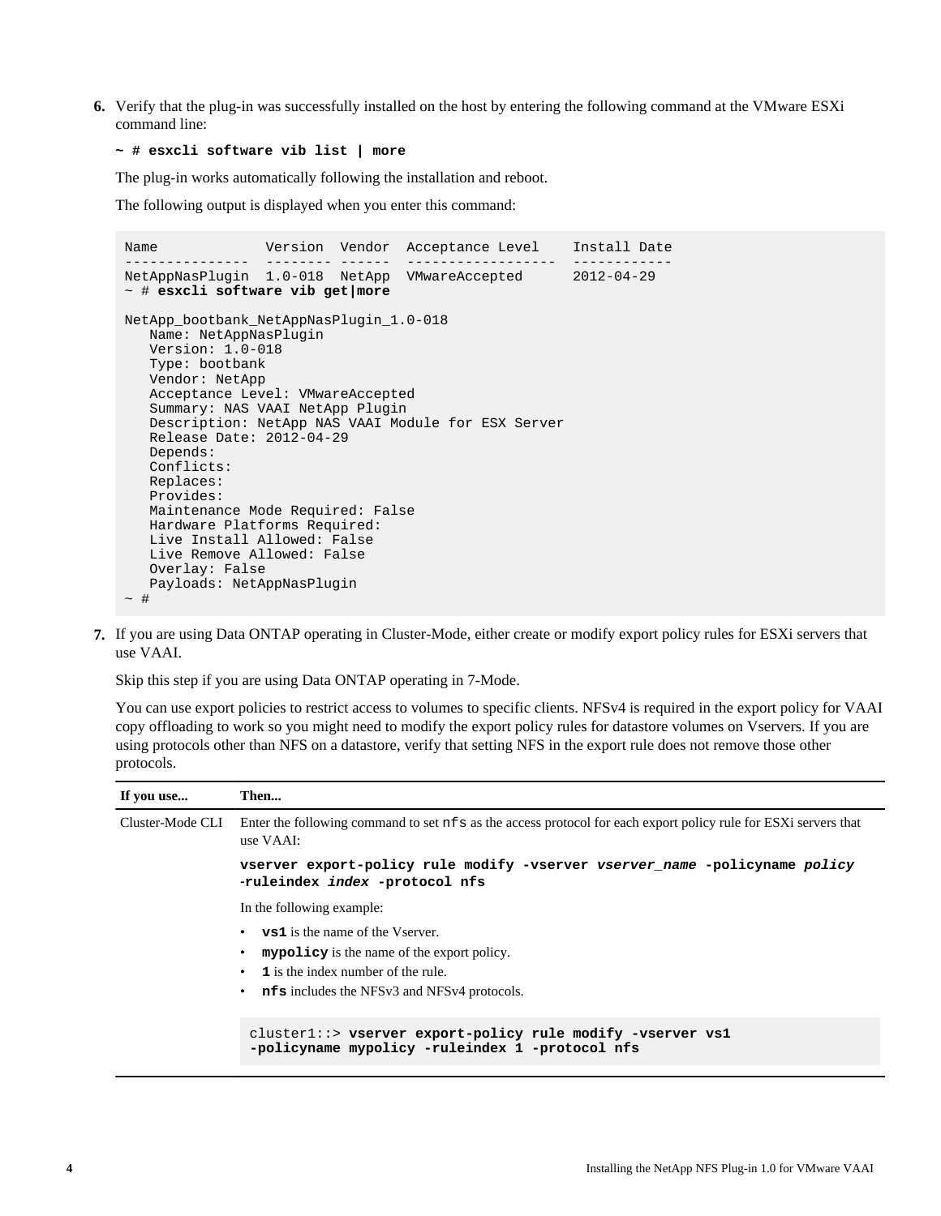6. Verify that the plug-in was successfully installed on the host by entering the following command at the VMware ESXi command line:

   **~ # esxcli software vib list | more**

   The plug-in works automatically following the installation and reboot.

   The following output is displayed when you enter this command:

```
Name             Version  Vendor  Acceptance Level    Install Date
---------------  -------- ------  ------------------  ------------
NetAppNasPlugin  1.0-018  NetApp  VMwareAccepted      2012-04-29
~ # esxcli software vib get|more

NetApp_bootbank_NetAppNasPlugin_1.0-018
   Name: NetAppNasPlugin
   Version: 1.0-018
   Type: bootbank
   Vendor: NetApp
   Acceptance Level: VMwareAccepted
   Summary: NAS VAAI NetApp Plugin
   Description: NetApp NAS VAAI Module for ESX Server
   Release Date: 2012-04-29
   Depends:
   Conflicts:
   Replaces:
   Provides:
   Maintenance Mode Required: False
   Hardware Platforms Required:
   Live Install Allowed: False
   Live Remove Allowed: False
   Overlay: False
   Payloads: NetAppNasPlugin
~ #
```

7. If you are using Data ONTAP operating in Cluster-Mode, either create or modify export policy rules for ESXi servers that use VAAI.

   Skip this step if you are using Data ONTAP operating in 7-Mode.

   You can use export policies to restrict access to volumes to specific clients. NFSv4 is required in the export policy for VAAI copy offloading to work so you might need to modify the export policy rules for datastore volumes on Vservers. If you are using protocols other than NFS on a datastore, verify that setting NFS in the export rule does not remove those other protocols.

| If you use... | Then... |
|---|---|
| Cluster-Mode CLI | Enter the following command to set `nfs` as the access protocol for each export policy rule for ESXi servers that use VAAI:<br><br>**vserver export-policy rule modify -vserver *vserver_name* -policyname *policy* -ruleindex *index* -protocol nfs**<br><br>In the following example:<br>• **vs1** is the name of the Vserver.<br>• **mypolicy** is the name of the export policy.<br>• **1** is the index number of the rule.<br>• **nfs** includes the NFSv3 and NFSv4 protocols.<br><br>`cluster1::> vserver export-policy rule modify -vserver vs1 -policyname mypolicy -ruleindex 1 -protocol nfs` |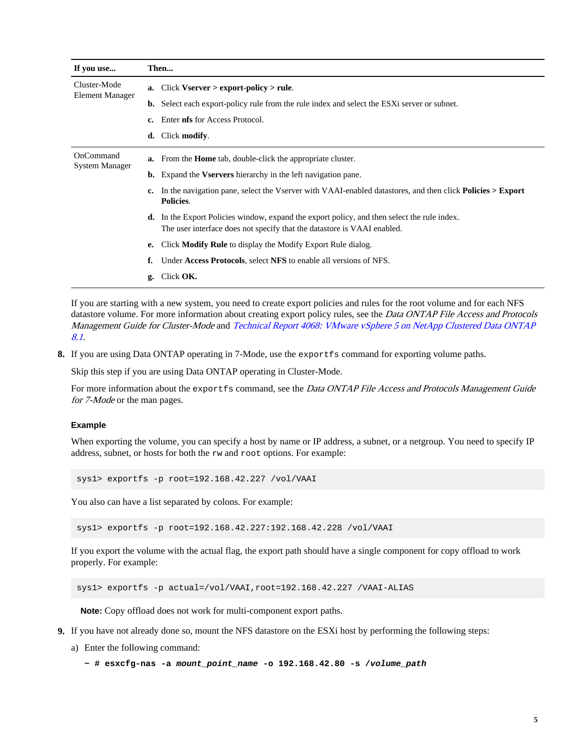| If you use... | Then... |
|---|---|
| Cluster-Mode Element Manager | **a.** Click **Vserver > export-policy > rule**.<br>**b.** Select each export-policy rule from the rule index and select the ESXi server or subnet.<br>**c.** Enter **nfs** for Access Protocol.<br>**d.** Click **modify**. |
| OnCommand System Manager | **a.** From the **Home** tab, double-click the appropriate cluster.<br>**b.** Expand the **Vservers** hierarchy in the left navigation pane.<br>**c.** In the navigation pane, select the Vserver with VAAI-enabled datastores, and then click **Policies > Export Policies**.<br>**d.** In the Export Policies window, expand the export policy, and then select the rule index. The user interface does not specify that the datastore is VAAI enabled.<br>**e.** Click **Modify Rule** to display the Modify Export Rule dialog.<br>**f.** Under **Access Protocols**, select **NFS** to enable all versions of NFS.<br>**g.** Click **OK.** |

If you are starting with a new system, you need to create export policies and rules for the root volume and for each NFS datastore volume. For more information about creating export policy rules, see the *Data ONTAP File Access and Protocols Management Guide for Cluster-Mode* and *Technical Report 4068: VMware vSphere 5 on NetApp Clustered Data ONTAP 8.1*.

8. If you are using Data ONTAP operating in 7-Mode, use the `exportfs` command for exporting volume paths.

   Skip this step if you are using Data ONTAP operating in Cluster-Mode.

   For more information about the `exportfs` command, see the *Data ONTAP File Access and Protocols Management Guide for 7-Mode* or the man pages.

   **Example**

   When exporting the volume, you can specify a host by name or IP address, a subnet, or a netgroup. You need to specify IP address, subnet, or hosts for both the `rw` and `root` options. For example:

   ```
   sys1> exportfs -p root=192.168.42.227 /vol/VAAI
   ```

   You also can have a list separated by colons. For example:

   ```
   sys1> exportfs -p root=192.168.42.227:192.168.42.228 /vol/VAAI
   ```

   If you export the volume with the actual flag, the export path should have a single component for copy offload to work properly. For example:

   ```
   sys1> exportfs -p actual=/vol/VAAI,root=192.168.42.227 /VAAI-ALIAS
   ```

   **Note:** Copy offload does not work for multi-component export paths.

9. If you have not already done so, mount the NFS datastore on the ESXi host by performing the following steps:

   a) Enter the following command:

   ```
   ~ # esxcfg-nas -a mount_point_name -o 192.168.42.80 -s /volume_path
   ```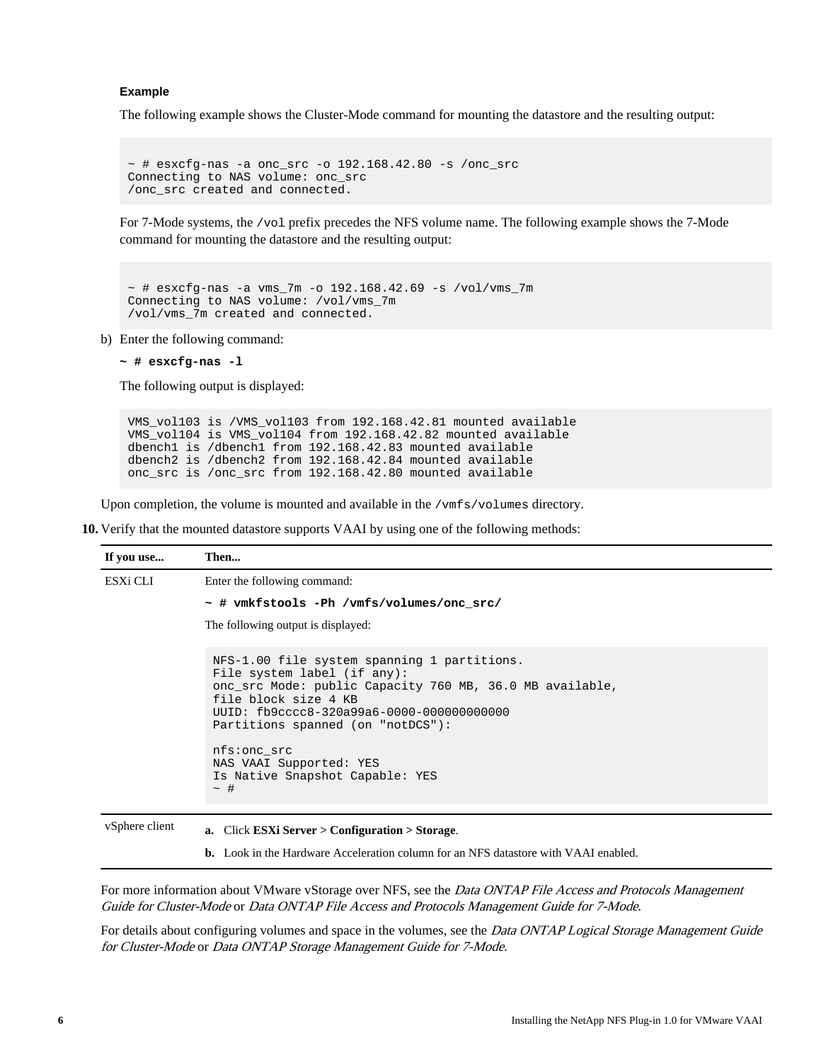#### Example

The following example shows the Cluster-Mode command for mounting the datastore and the resulting output:

```
~ # esxcfg-nas -a onc_src -o 192.168.42.80 -s /onc_src
Connecting to NAS volume: onc_src
/onc_src created and connected.
```

For 7-Mode systems, the `/vol` prefix precedes the NFS volume name. The following example shows the 7-Mode command for mounting the datastore and the resulting output:

```
~ # esxcfg-nas -a vms_7m -o 192.168.42.69 -s /vol/vms_7m
Connecting to NAS volume: /vol/vms_7m
/vol/vms_7m created and connected.
```

b) Enter the following command:

**`~ # esxcfg-nas -l`**

The following output is displayed:

```
VMS_vol103 is /VMS_vol103 from 192.168.42.81 mounted available
VMS_vol104 is VMS_vol104 from 192.168.42.82 mounted available
dbench1 is /dbench1 from 192.168.42.83 mounted available
dbench2 is /dbench2 from 192.168.42.84 mounted available
onc_src is /onc_src from 192.168.42.80 mounted available
```

Upon completion, the volume is mounted and available in the `/vmfs/volumes` directory.

**10.** Verify that the mounted datastore supports VAAI by using one of the following methods:

| If you use... | Then... |
|---|---|
| ESXi CLI | Enter the following command:<br>**`~ # vmkfstools -Ph /vmfs/volumes/onc_src/`**<br>The following output is displayed:<br>`NFS-1.00 file system spanning 1 partitions.`<br>`File system label (if any):`<br>`onc_src Mode: public Capacity 760 MB, 36.0 MB available,`<br>`file block size 4 KB`<br>`UUID: fb9cccc8-320a99a6-0000-000000000000`<br>`Partitions spanned (on "notDCS"):`<br><br>`nfs:onc_src`<br>`NAS VAAI Supported: YES`<br>`Is Native Snapshot Capable: YES`<br>`~ #` |
| vSphere client | **a.** Click **ESXi Server > Configuration > Storage**.<br>**b.** Look in the Hardware Acceleration column for an NFS datastore with VAAI enabled. |

For more information about VMware vStorage over NFS, see the *Data ONTAP File Access and Protocols Management Guide for Cluster-Mode* or *Data ONTAP File Access and Protocols Management Guide for 7-Mode*.

For details about configuring volumes and space in the volumes, see the *Data ONTAP Logical Storage Management Guide for Cluster-Mode* or *Data ONTAP Storage Management Guide for 7-Mode*.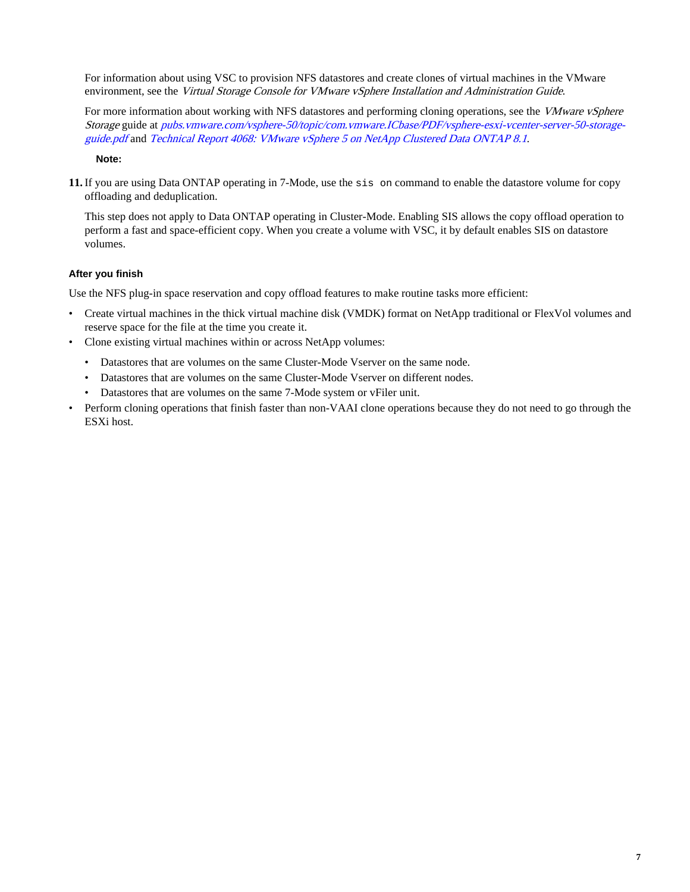For information about using VSC to provision NFS datastores and create clones of virtual machines in the VMware environment, see the *Virtual Storage Console for VMware vSphere Installation and Administration Guide*.

For more information about working with NFS datastores and performing cloning operations, see the *VMware vSphere Storage* guide at *pubs.vmware.com/vsphere-50/topic/com.vmware.ICbase/PDF/vsphere-esxi-vcenter-server-50-storage-guide.pdf* and *Technical Report 4068: VMware vSphere 5 on NetApp Clustered Data ONTAP 8.1*.

**Note:**

11. If you are using Data ONTAP operating in 7-Mode, use the `sis on` command to enable the datastore volume for copy offloading and deduplication.

    This step does not apply to Data ONTAP operating in Cluster-Mode. Enabling SIS allows the copy offload operation to perform a fast and space-efficient copy. When you create a volume with VSC, it by default enables SIS on datastore volumes.

#### After you finish

Use the NFS plug-in space reservation and copy offload features to make routine tasks more efficient:

- Create virtual machines in the thick virtual machine disk (VMDK) format on NetApp traditional or FlexVol volumes and reserve space for the file at the time you create it.
- Clone existing virtual machines within or across NetApp volumes:
  - Datastores that are volumes on the same Cluster-Mode Vserver on the same node.
  - Datastores that are volumes on the same Cluster-Mode Vserver on different nodes.
  - Datastores that are volumes on the same 7-Mode system or vFiler unit.
- Perform cloning operations that finish faster than non-VAAI clone operations because they do not need to go through the ESXi host.